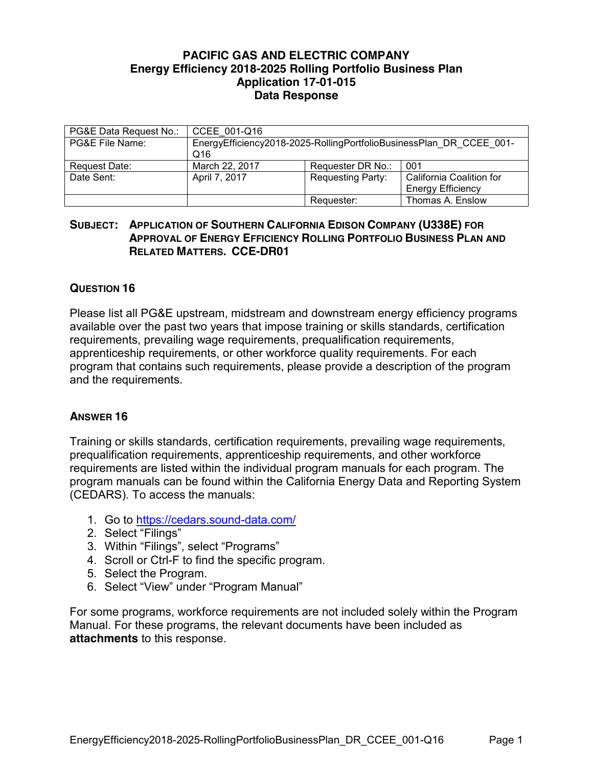# PACIFIC GAS AND ELECTRIC COMPANY
## Energy Efficiency 2018-2025 Rolling Portfolio Business Plan
## Application 17-01-015
## Data Response

| PG&E Data Request No.: | CCEE_001-Q16 | | |
|---|---|---|---|
| PG&E File Name: | EnergyEfficiency2018-2025-RollingPortfolioBusinessPlan_DR_CCEE_001-Q16 | | |
| Request Date: | March 22, 2017 | Requester DR No.: | 001 |
| Date Sent: | April 7, 2017 | Requesting Party: | California Coalition for Energy Efficiency |
| | | Requester: | Thomas A. Enslow |

**SUBJECT: APPLICATION OF SOUTHERN CALIFORNIA EDISON COMPANY (U338E) FOR APPROVAL OF ENERGY EFFICIENCY ROLLING PORTFOLIO BUSINESS PLAN AND RELATED MATTERS. CCE-DR01**

### QUESTION 16

Please list all PG&E upstream, midstream and downstream energy efficiency programs available over the past two years that impose training or skills standards, certification requirements, prevailing wage requirements, prequalification requirements, apprenticeship requirements, or other workforce quality requirements. For each program that contains such requirements, please provide a description of the program and the requirements.

### ANSWER 16

Training or skills standards, certification requirements, prevailing wage requirements, prequalification requirements, apprenticeship requirements, and other workforce requirements are listed within the individual program manuals for each program. The program manuals can be found within the California Energy Data and Reporting System (CEDARS). To access the manuals:

1. Go to https://cedars.sound-data.com/
2. Select "Filings"
3. Within "Filings", select "Programs"
4. Scroll or Ctrl-F to find the specific program.
5. Select the Program.
6. Select "View" under "Program Manual"

For some programs, workforce requirements are not included solely within the Program Manual. For these programs, the relevant documents have been included as **attachments** to this response.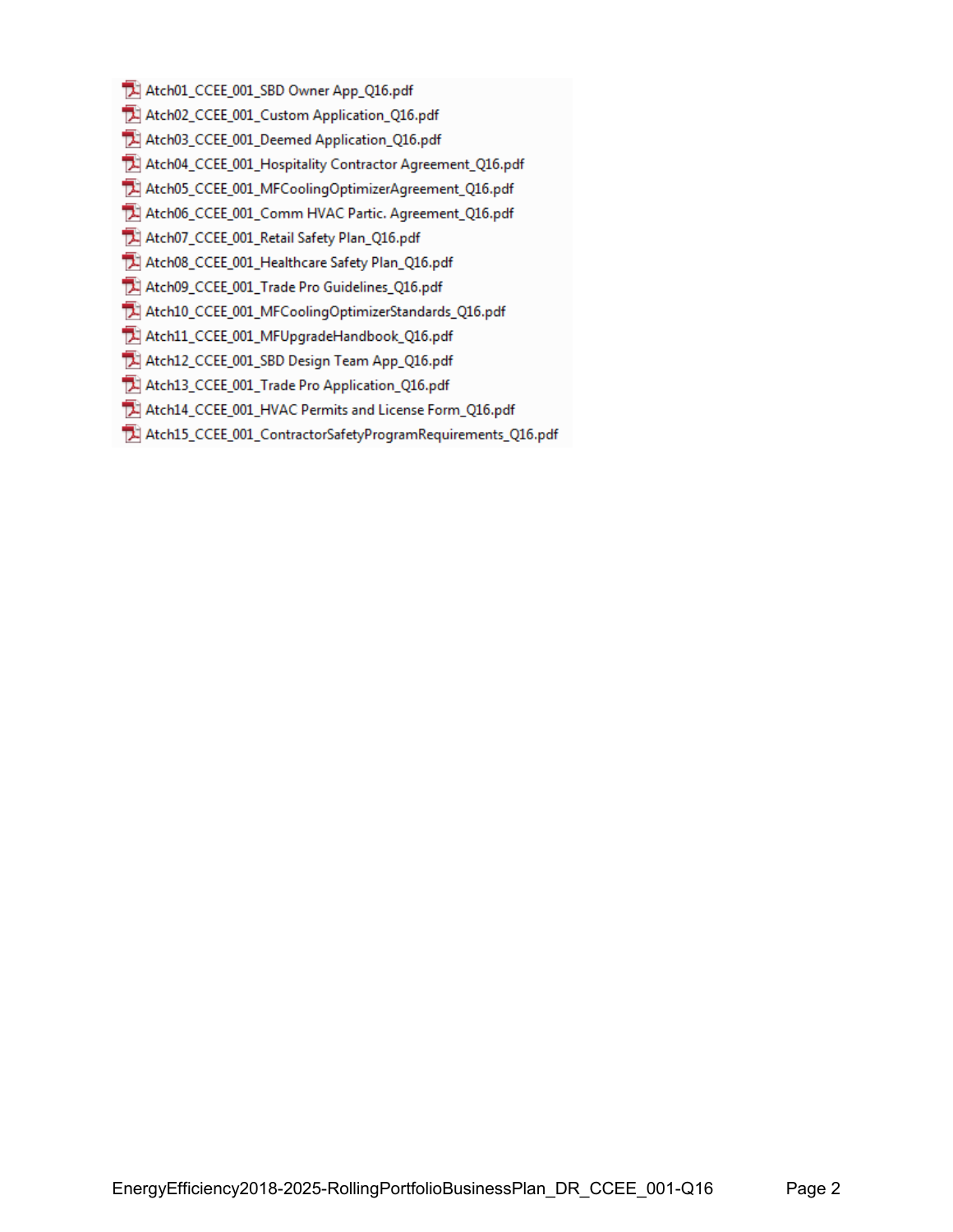- Atch01_CCEE_001_SBD Owner App_Q16.pdf
- Atch02_CCEE_001_Custom Application_Q16.pdf
- Atch03_CCEE_001_Deemed Application_Q16.pdf
- Atch04_CCEE_001_Hospitality Contractor Agreement_Q16.pdf
- Atch05_CCEE_001_MFCoolingOptimizerAgreement_Q16.pdf
- Atch06_CCEE_001_Comm HVAC Partic. Agreement_Q16.pdf
- Atch07_CCEE_001_Retail Safety Plan_Q16.pdf
- Atch08_CCEE_001_Healthcare Safety Plan_Q16.pdf
- Atch09_CCEE_001_Trade Pro Guidelines_Q16.pdf
- Atch10_CCEE_001_MFCoolingOptimizerStandards_Q16.pdf
- Atch11_CCEE_001_MFUpgradeHandbook_Q16.pdf
- Atch12_CCEE_001_SBD Design Team App_Q16.pdf
- Atch13_CCEE_001_Trade Pro Application_Q16.pdf
- Atch14_CCEE_001_HVAC Permits and License Form_Q16.pdf
- Atch15_CCEE_001_ContractorSafetyProgramRequirements_Q16.pdf